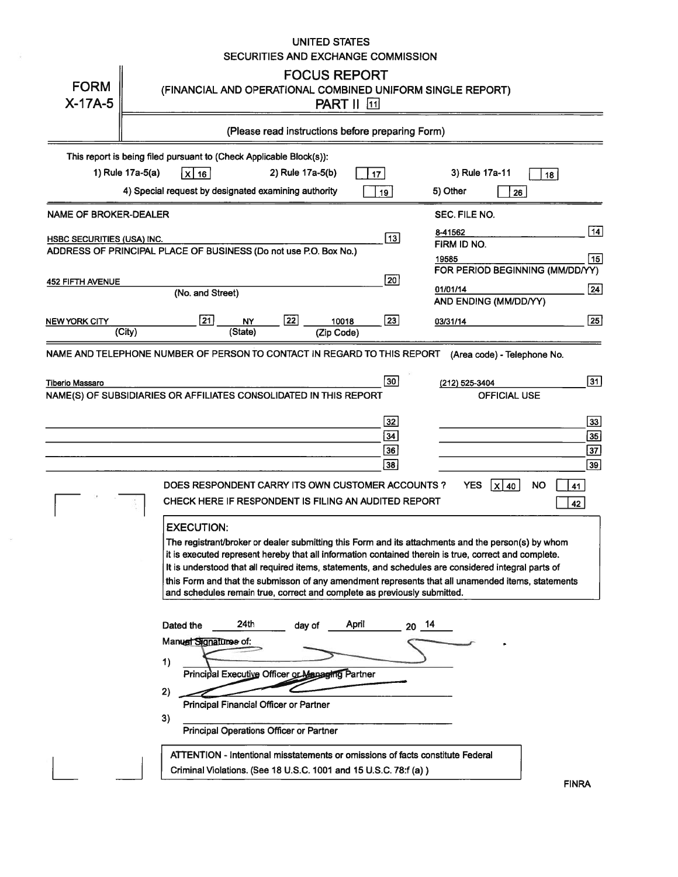UNITED STATES
SECURITIES AND EXCHANGE COMMISSION

# FORM X-17A-5

## FOCUS REPORT
### (FINANCIAL AND OPERATIONAL COMBINED UNIFORM SINGLE REPORT)
### PART II [11]

(Please read instructions before preparing Form)

This report is being filed pursuant to (Check Applicable Block(s)):

1) Rule 17a-5(a) [X] [16] 2) Rule 17a-5(b) [ ] [17] 3) Rule 17a-11 [ ] [18]

4) Special request by designated examining authority [ ] [19] 5) Other [ ] [26]

| NAME OF BROKER-DEALER | | SEC. FILE NO. | |
|---|---|---|---|
| HSBC SECURITIES (USA) INC. | [13] | 8-41562 | [14] |
| ADDRESS OF PRINCIPAL PLACE OF BUSINESS (Do not use P.O. Box No.) | | FIRM ID NO. | |
| | | 19585 | [15] |
| 452 FIFTH AVENUE (No. and Street) | [20] | FOR PERIOD BEGINNING (MM/DD/YY) | |
| | | 01/01/14 | [24] |
| NEW YORK CITY (City) [21] NY (State) [22] 10018 (Zip Code) | [23] | AND ENDING (MM/DD/YY) | |
| | | 03/31/14 | [25] |

NAME AND TELEPHONE NUMBER OF PERSON TO CONTACT IN REGARD TO THIS REPORT (Area code) - Telephone No.

Tiberio Massaro [30] (212) 525-3404 [31]

| NAME(S) OF SUBSIDIARIES OR AFFILIATES CONSOLIDATED IN THIS REPORT | | OFFICIAL USE | |
|---|---|---|---|
| | [32] | | [33] |
| | [34] | | [35] |
| | [36] | | [37] |
| | [38] | | [39] |

DOES RESPONDENT CARRY ITS OWN CUSTOMER ACCOUNTS ? YES [X] [40] NO [ ] [41]

CHECK HERE IF RESPONDENT IS FILING AN AUDITED REPORT [ ] [42]

**EXECUTION:**

The registrant/broker or dealer submitting this Form and its attachments and the person(s) by whom it is executed represent hereby that all information contained therein is true, correct and complete. It is understood that all required items, statements, and schedules are considered integral parts of this Form and that the submisson of any amendment represents that all unamended items, statements and schedules remain true, correct and complete as previously submitted.

Dated the 24th day of April 20 14

Manual Signatures of:

1) ______________________
Principal Executive Officer or Managing Partner

2) ______________________
Principal Financial Officer or Partner

3) ______________________
Principal Operations Officer or Partner

ATTENTION - Intentional misstatements or omissions of facts constitute Federal Criminal Violations. (See 18 U.S.C. 1001 and 15 U.S.C. 78:f (a) )

FINRA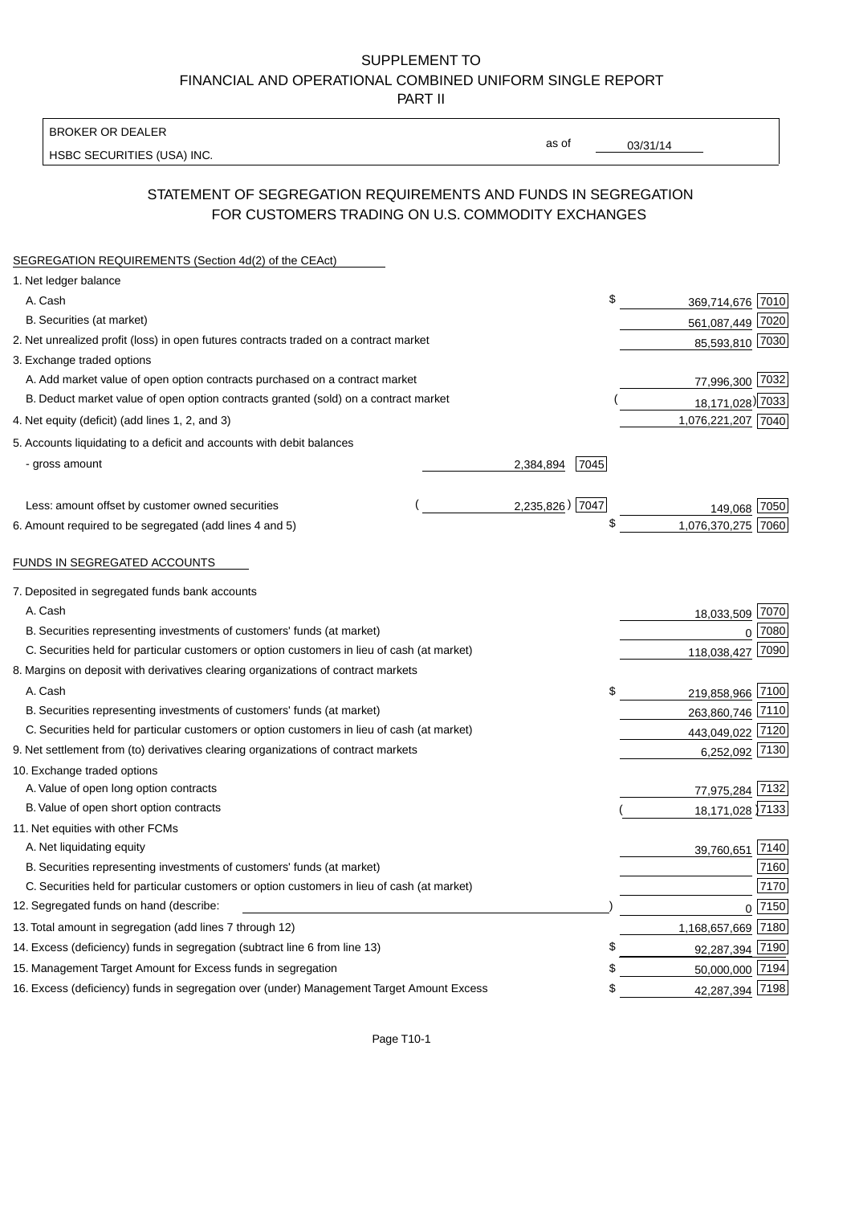SUPPLEMENT TO
FINANCIAL AND OPERATIONAL COMBINED UNIFORM SINGLE REPORT
PART II

| BROKER OR DEALER | | |
|---|---|---|
| HSBC SECURITIES (USA) INC. | as of | 03/31/14 |

## STATEMENT OF SEGREGATION REQUIREMENTS AND FUNDS IN SEGREGATION FOR CUSTOMERS TRADING ON U.S. COMMODITY EXCHANGES

| | | | | |
|---|---|---|---|---|
| **SEGREGATION REQUIREMENTS (Section 4d(2) of the CEAct)** | | | | |
| 1. Net ledger balance | | | | |
| A. Cash | | | $ 369,714,676 | 7010 |
| B. Securities (at market) | | | 561,087,449 | 7020 |
| 2. Net unrealized profit (loss) in open futures contracts traded on a contract market | | | 85,593,810 | 7030 |
| 3. Exchange traded options | | | | |
| A. Add market value of open option contracts purchased on a contract market | | | 77,996,300 | 7032 |
| B. Deduct market value of open option contracts granted (sold) on a contract market | | | (18,171,028) | 7033 |
| 4. Net equity (deficit) (add lines 1, 2, and 3) | | | 1,076,221,207 | 7040 |
| 5. Accounts liquidating to a deficit and accounts with debit balances | | | | |
| - gross amount | 2,384,894 | 7045 | | |
| Less: amount offset by customer owned securities | (2,235,826) | 7047 | 149,068 | 7050 |
| 6. Amount required to be segregated (add lines 4 and 5) | | | $ 1,076,370,275 | 7060 |
| **FUNDS IN SEGREGATED ACCOUNTS** | | | | |
| 7. Deposited in segregated funds bank accounts | | | | |
| A. Cash | | | 18,033,509 | 7070 |
| B. Securities representing investments of customers' funds (at market) | | | 0 | 7080 |
| C. Securities held for particular customers or option customers in lieu of cash (at market) | | | 118,038,427 | 7090 |
| 8. Margins on deposit with derivatives clearing organizations of contract markets | | | | |
| A. Cash | | | $ 219,858,966 | 7100 |
| B. Securities representing investments of customers' funds (at market) | | | 263,860,746 | 7110 |
| C. Securities held for particular customers or option customers in lieu of cash (at market) | | | 443,049,022 | 7120 |
| 9. Net settlement from (to) derivatives clearing organizations of contract markets | | | 6,252,092 | 7130 |
| 10. Exchange traded options | | | | |
| A. Value of open long option contracts | | | 77,975,284 | 7132 |
| B. Value of open short option contracts | | | (18,171,028) | 7133 |
| 11. Net equities with other FCMs | | | | |
| A. Net liquidating equity | | | 39,760,651 | 7140 |
| B. Securities representing investments of customers' funds (at market) | | | | 7160 |
| C. Securities held for particular customers or option customers in lieu of cash (at market) | | | | 7170 |
| 12. Segregated funds on hand (describe: ) | | | 0 | 7150 |
| 13. Total amount in segregation (add lines 7 through 12) | | | 1,168,657,669 | 7180 |
| 14. Excess (deficiency) funds in segregation (subtract line 6 from line 13) | | | $ 92,287,394 | 7190 |
| 15. Management Target Amount for Excess funds in segregation | | | $ 50,000,000 | 7194 |
| 16. Excess (deficiency) funds in segregation over (under) Management Target Amount Excess | | | $ 42,287,394 | 7198 |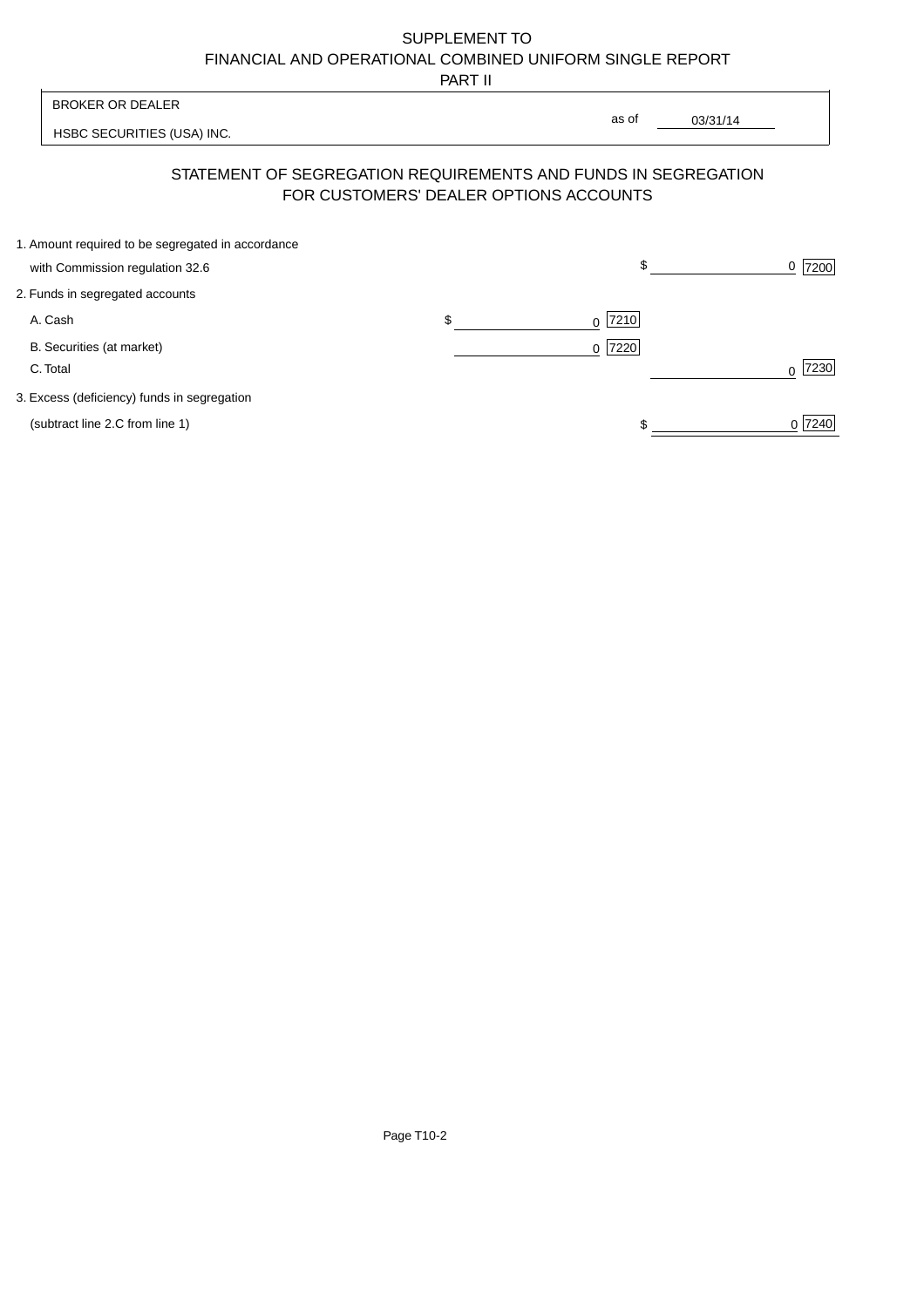SUPPLEMENT TO
FINANCIAL AND OPERATIONAL COMBINED UNIFORM SINGLE REPORT
PART II

| BROKER OR DEALER | | |
|---|---|---|
| HSBC SECURITIES (USA) INC. | as of | 03/31/14 |

## STATEMENT OF SEGREGATION REQUIREMENTS AND FUNDS IN SEGREGATION FOR CUSTOMERS' DEALER OPTIONS ACCOUNTS

| | | |
|---|---|---|
| 1. Amount required to be segregated in accordance with Commission regulation 32.6 | | $ 0 [7200] |
| 2. Funds in segregated accounts | | |
| A. Cash | $ 0 [7210] | |
| B. Securities (at market) | 0 [7220] | |
| C. Total | | 0 [7230] |
| 3. Excess (deficiency) funds in segregation (subtract line 2.C from line 1) | | $ 0 [7240] |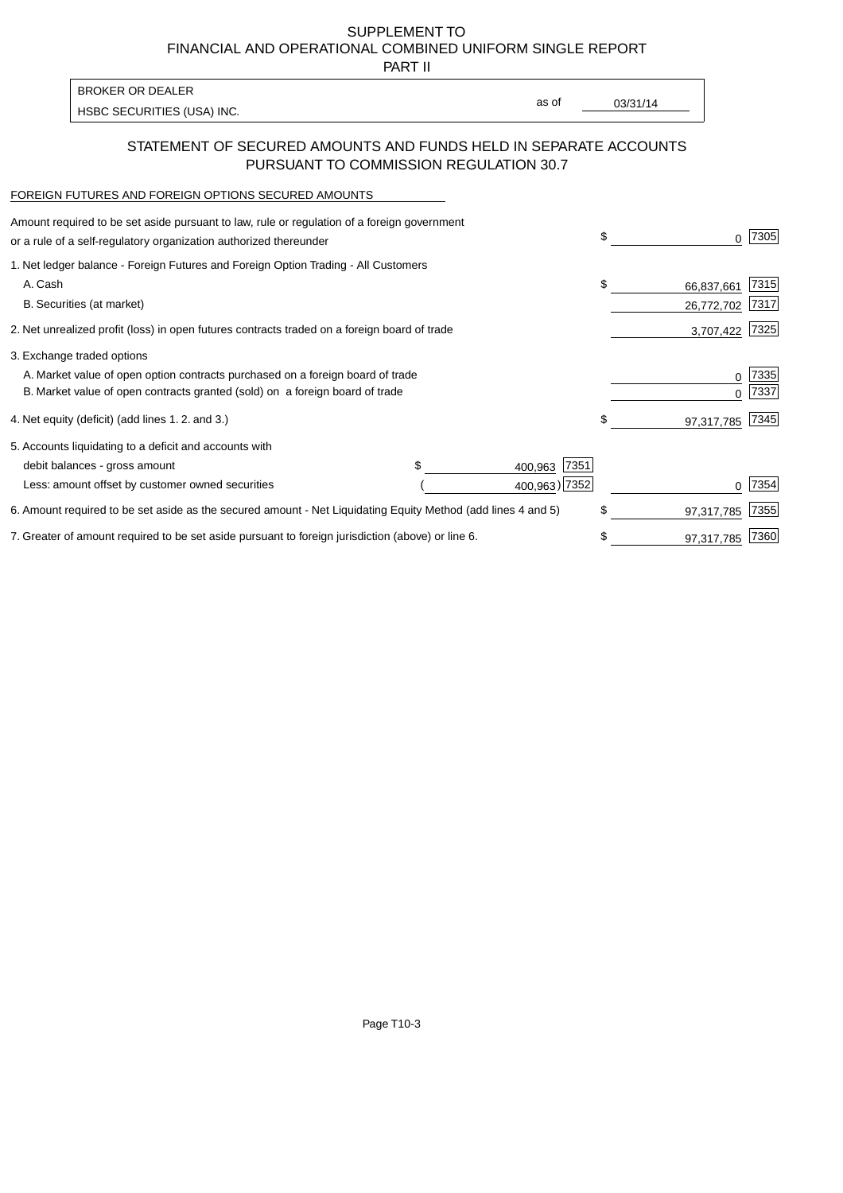SUPPLEMENT TO
FINANCIAL AND OPERATIONAL COMBINED UNIFORM SINGLE REPORT
PART II

BROKER OR DEALER
HSBC SECURITIES (USA) INC.

as of 03/31/14

## STATEMENT OF SECURED AMOUNTS AND FUNDS HELD IN SEPARATE ACCOUNTS PURSUANT TO COMMISSION REGULATION 30.7

FOREIGN FUTURES AND FOREIGN OPTIONS SECURED AMOUNTS

| | | | | |
|---|---|---|---|---|
| Amount required to be set aside pursuant to law, rule or regulation of a foreign government or a rule of a self-regulatory organization authorized thereunder | | | $ 0 | 7305 |
| 1. Net ledger balance - Foreign Futures and Foreign Option Trading - All Customers | | | | |
| A. Cash | | | $ 66,837,661 | 7315 |
| B. Securities (at market) | | | 26,772,702 | 7317 |
| 2. Net unrealized profit (loss) in open futures contracts traded on a foreign board of trade | | | 3,707,422 | 7325 |
| 3. Exchange traded options | | | | |
| A. Market value of open option contracts purchased on a foreign board of trade | | | 0 | 7335 |
| B. Market value of open contracts granted (sold) on a foreign board of trade | | | 0 | 7337 |
| 4. Net equity (deficit) (add lines 1. 2. and 3.) | | | $ 97,317,785 | 7345 |
| 5. Accounts liquidating to a deficit and accounts with | | | | |
| debit balances - gross amount | $ 400,963 | 7351 | | |
| Less: amount offset by customer owned securities | ( 400,963 ) | 7352 | 0 | 7354 |
| 6. Amount required to be set aside as the secured amount - Net Liquidating Equity Method (add lines 4 and 5) | | | $ 97,317,785 | 7355 |
| 7. Greater of amount required to be set aside pursuant to foreign jurisdiction (above) or line 6. | | | $ 97,317,785 | 7360 |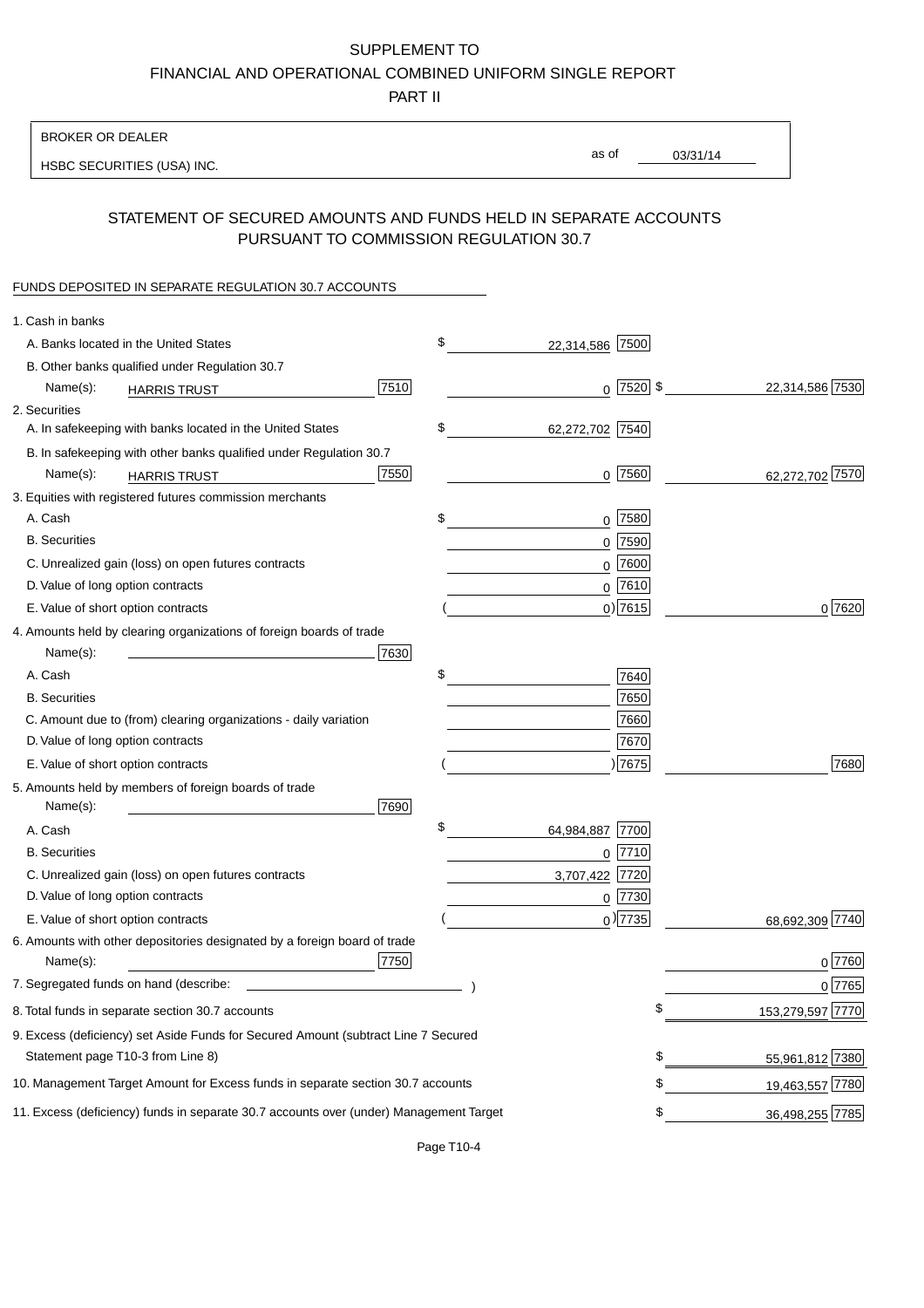SUPPLEMENT TO
FINANCIAL AND OPERATIONAL COMBINED UNIFORM SINGLE REPORT
PART II

BROKER OR DEALER
HSBC SECURITIES (USA) INC.

as of 03/31/14

## STATEMENT OF SECURED AMOUNTS AND FUNDS HELD IN SEPARATE ACCOUNTS PURSUANT TO COMMISSION REGULATION 30.7

FUNDS DEPOSITED IN SEPARATE REGULATION 30.7 ACCOUNTS

| | | | |
|---|---|---|---|
| 1. Cash in banks | | | |
| A. Banks located in the United States | | $ 22,314,586 [7500] | |
| B. Other banks qualified under Regulation 30.7 | | | |
| Name(s): HARRIS TRUST | [7510] | 0 [7520] | $ 22,314,586 [7530] |
| 2. Securities | | | |
| A. In safekeeping with banks located in the United States | | $ 62,272,702 [7540] | |
| B. In safekeeping with other banks qualified under Regulation 30.7 | | | |
| Name(s): HARRIS TRUST | [7550] | 0 [7560] | 62,272,702 [7570] |
| 3. Equities with registered futures commission merchants | | | |
| A. Cash | | $ 0 [7580] | |
| B. Securities | | 0 [7590] | |
| C. Unrealized gain (loss) on open futures contracts | | 0 [7600] | |
| D. Value of long option contracts | | 0 [7610] | |
| E. Value of short option contracts | | ( 0) [7615] | 0 [7620] |
| 4. Amounts held by clearing organizations of foreign boards of trade | | | |
| Name(s): | [7630] | | |
| A. Cash | | $ [7640] | |
| B. Securities | | [7650] | |
| C. Amount due to (from) clearing organizations - daily variation | | [7660] | |
| D. Value of long option contracts | | [7670] | |
| E. Value of short option contracts | | ( ) [7675] | [7680] |
| 5. Amounts held by members of foreign boards of trade | | | |
| Name(s): | [7690] | | |
| A. Cash | | $ 64,984,887 [7700] | |
| B. Securities | | 0 [7710] | |
| C. Unrealized gain (loss) on open futures contracts | | 3,707,422 [7720] | |
| D. Value of long option contracts | | 0 [7730] | |
| E. Value of short option contracts | | ( 0) [7735] | 68,692,309 [7740] |
| 6. Amounts with other depositories designated by a foreign board of trade | | | |
| Name(s): | [7750] | | 0 [7760] |
| 7. Segregated funds on hand (describe: ) | | | 0 [7765] |
| 8. Total funds in separate section 30.7 accounts | | | $ 153,279,597 [7770] |
| 9. Excess (deficiency) set Aside Funds for Secured Amount (subtract Line 7 Secured Statement page T10-3 from Line 8) | | | $ 55,961,812 [7380] |
| 10. Management Target Amount for Excess funds in separate section 30.7 accounts | | | $ 19,463,557 [7780] |
| 11. Excess (deficiency) funds in separate 30.7 accounts over (under) Management Target | | | $ 36,498,255 [7785] |

Page T10-4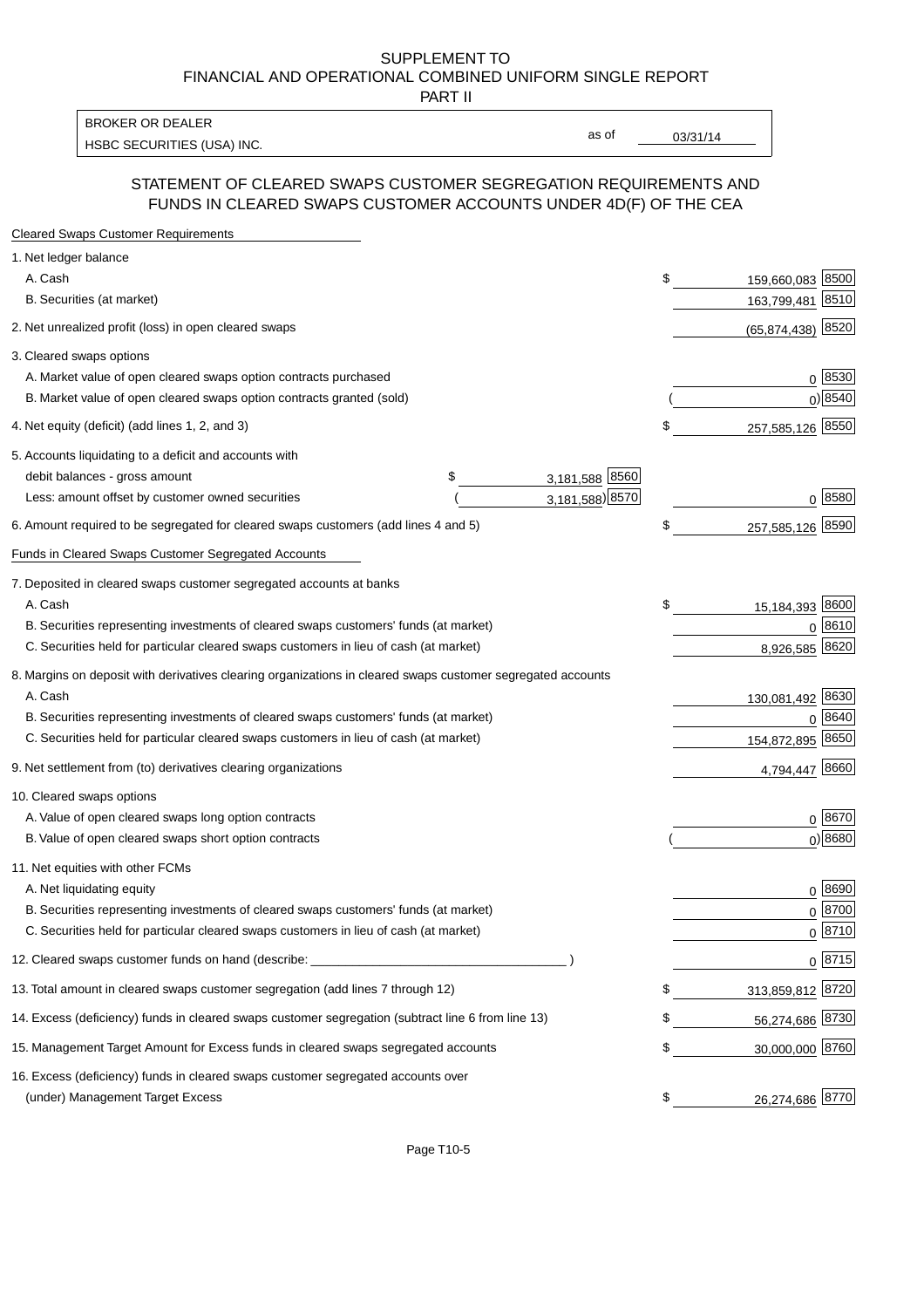SUPPLEMENT TO
FINANCIAL AND OPERATIONAL COMBINED UNIFORM SINGLE REPORT
PART II

| BROKER OR DEALER | | |
|---|---|---|
| HSBC SECURITIES (USA) INC. | as of | 03/31/14 |

## STATEMENT OF CLEARED SWAPS CUSTOMER SEGREGATION REQUIREMENTS AND FUNDS IN CLEARED SWAPS CUSTOMER ACCOUNTS UNDER 4D(F) OF THE CEA

**Cleared Swaps Customer Requirements**

| | | | | |
|---|---|---|---|---|
| 1. Net ledger balance | | | | |
| A. Cash | | | $ 159,660,083 | 8500 |
| B. Securities (at market) | | | 163,799,481 | 8510 |
| 2. Net unrealized profit (loss) in open cleared swaps | | | (65,874,438) | 8520 |
| 3. Cleared swaps options | | | | |
| A. Market value of open cleared swaps option contracts purchased | | | 0 | 8530 |
| B. Market value of open cleared swaps option contracts granted (sold) | | | ( 0) | 8540 |
| 4. Net equity (deficit) (add lines 1, 2, and 3) | | | $ 257,585,126 | 8550 |
| 5. Accounts liquidating to a deficit and accounts with | | | | |
| debit balances - gross amount | $ 3,181,588 | 8560 | | |
| Less: amount offset by customer owned securities | ( 3,181,588) | 8570 | 0 | 8580 |
| 6. Amount required to be segregated for cleared swaps customers (add lines 4 and 5) | | | $ 257,585,126 | 8590 |

**Funds in Cleared Swaps Customer Segregated Accounts**

| | | |
|---|---|---|
| 7. Deposited in cleared swaps customer segregated accounts at banks | | |
| A. Cash | $ 15,184,393 | 8600 |
| B. Securities representing investments of cleared swaps customers' funds (at market) | 0 | 8610 |
| C. Securities held for particular cleared swaps customers in lieu of cash (at market) | 8,926,585 | 8620 |
| 8. Margins on deposit with derivatives clearing organizations in cleared swaps customer segregated accounts | | |
| A. Cash | 130,081,492 | 8630 |
| B. Securities representing investments of cleared swaps customers' funds (at market) | 0 | 8640 |
| C. Securities held for particular cleared swaps customers in lieu of cash (at market) | 154,872,895 | 8650 |
| 9. Net settlement from (to) derivatives clearing organizations | 4,794,447 | 8660 |
| 10. Cleared swaps options | | |
| A. Value of open cleared swaps long option contracts | 0 | 8670 |
| B. Value of open cleared swaps short option contracts | ( 0) | 8680 |
| 11. Net equities with other FCMs | | |
| A. Net liquidating equity | 0 | 8690 |
| B. Securities representing investments of cleared swaps customers' funds (at market) | 0 | 8700 |
| C. Securities held for particular cleared swaps customers in lieu of cash (at market) | 0 | 8710 |
| 12. Cleared swaps customer funds on hand (describe: ____________________ ) | 0 | 8715 |
| 13. Total amount in cleared swaps customer segregation (add lines 7 through 12) | $ 313,859,812 | 8720 |
| 14. Excess (deficiency) funds in cleared swaps customer segregation (subtract line 6 from line 13) | $ 56,274,686 | 8730 |
| 15. Management Target Amount for Excess funds in cleared swaps segregated accounts | $ 30,000,000 | 8760 |
| 16. Excess (deficiency) funds in cleared swaps customer segregated accounts over (under) Management Target Excess | $ 26,274,686 | 8770 |

Page T10-5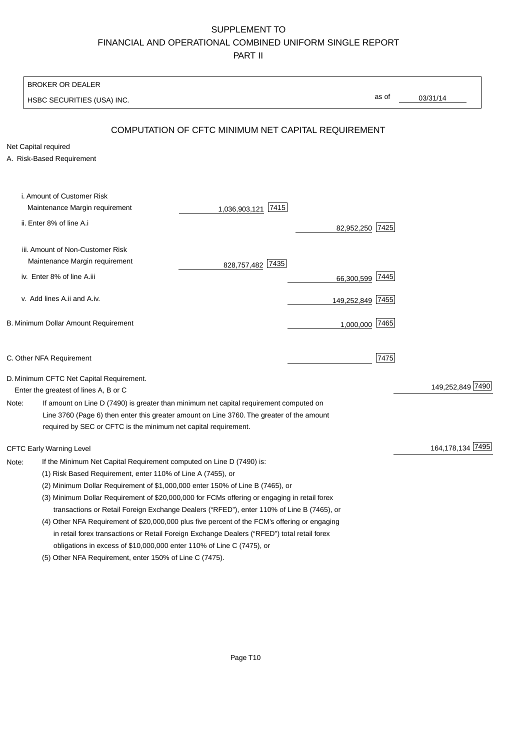# SUPPLEMENT TO
# FINANCIAL AND OPERATIONAL COMBINED UNIFORM SINGLE REPORT
# PART II

| | |
|---|---|
| BROKER OR DEALER | |
| HSBC SECURITIES (USA) INC. | as of 03/31/14 |

## COMPUTATION OF CFTC MINIMUM NET CAPITAL REQUIREMENT

Net Capital required

A. Risk-Based Requirement

| | | | |
|---|---|---|---|
| i. Amount of Customer Risk Maintenance Margin requirement | 1,036,903,121 [7415] | | |
| ii. Enter 8% of line A.i | | 82,952,250 [7425] | |
| iii. Amount of Non-Customer Risk Maintenance Margin requirement | 828,757,482 [7435] | | |
| iv. Enter 8% of line A.iii | | 66,300,599 [7445] | |
| v. Add lines A.ii and A.iv. | | 149,252,849 [7455] | |
| B. Minimum Dollar Amount Requirement | | 1,000,000 [7465] | |
| C. Other NFA Requirement | | [7475] | |
| D. Minimum CFTC Net Capital Requirement. Enter the greatest of lines A, B or C | | | 149,252,849 [7490] |

Note: If amount on Line D (7490) is greater than minimum net capital requirement computed on Line 3760 (Page 6) then enter this greater amount on Line 3760. The greater of the amount required by SEC or CFTC is the minimum net capital requirement.

CFTC Early Warning Level 164,178,134 [7495]

Note: If the Minimum Net Capital Requirement computed on Line D (7490) is:

(1) Risk Based Requirement, enter 110% of Line A (7455), or

(2) Minimum Dollar Requirement of $1,000,000 enter 150% of Line B (7465), or

(3) Minimum Dollar Requirement of $20,000,000 for FCMs offering or engaging in retail forex transactions or Retail Foreign Exchange Dealers ("RFED"), enter 110% of Line B (7465), or

(4) Other NFA Requirement of $20,000,000 plus five percent of the FCM's offering or engaging in retail forex transactions or Retail Foreign Exchange Dealers ("RFED") total retail forex obligations in excess of $10,000,000 enter 110% of Line C (7475), or

(5) Other NFA Requirement, enter 150% of Line C (7475).